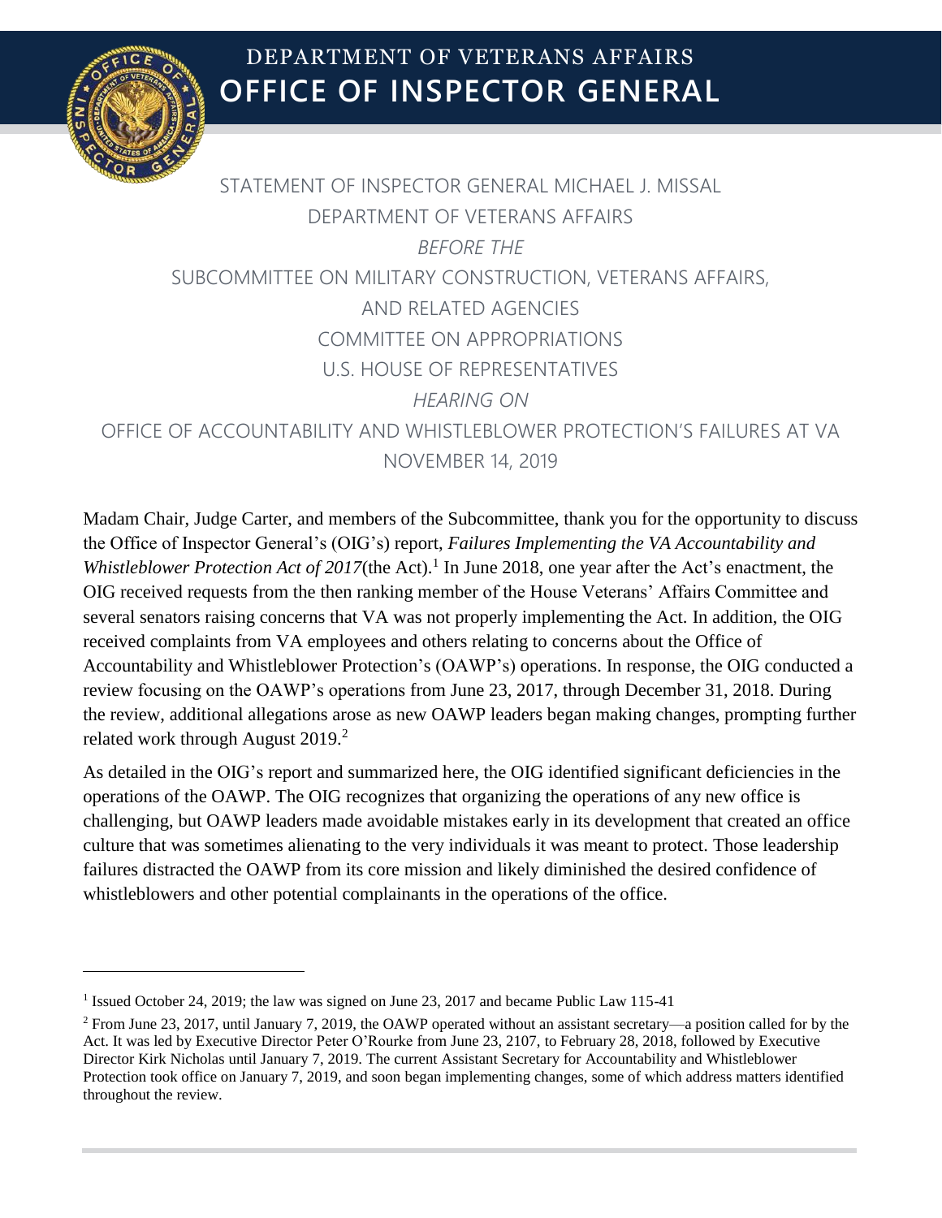# DEPARTMENT OF VETERANS AFFAIRS
# OFFICE OF INSPECTOR GENERAL

STATEMENT OF INSPECTOR GENERAL MICHAEL J. MISSAL
DEPARTMENT OF VETERANS AFFAIRS
*BEFORE THE*
SUBCOMMITTEE ON MILITARY CONSTRUCTION, VETERANS AFFAIRS, AND RELATED AGENCIES
COMMITTEE ON APPROPRIATIONS
U.S. HOUSE OF REPRESENTATIVES
*HEARING ON*
OFFICE OF ACCOUNTABILITY AND WHISTLEBLOWER PROTECTION'S FAILURES AT VA
NOVEMBER 14, 2019

Madam Chair, Judge Carter, and members of the Subcommittee, thank you for the opportunity to discuss the Office of Inspector General's (OIG's) report, *Failures Implementing the VA Accountability and Whistleblower Protection Act of 2017*(the Act).[1] In June 2018, one year after the Act's enactment, the OIG received requests from the then ranking member of the House Veterans' Affairs Committee and several senators raising concerns that VA was not properly implementing the Act. In addition, the OIG received complaints from VA employees and others relating to concerns about the Office of Accountability and Whistleblower Protection's (OAWP's) operations. In response, the OIG conducted a review focusing on the OAWP's operations from June 23, 2017, through December 31, 2018. During the review, additional allegations arose as new OAWP leaders began making changes, prompting further related work through August 2019.[2]

As detailed in the OIG's report and summarized here, the OIG identified significant deficiencies in the operations of the OAWP. The OIG recognizes that organizing the operations of any new office is challenging, but OAWP leaders made avoidable mistakes early in its development that created an office culture that was sometimes alienating to the very individuals it was meant to protect. Those leadership failures distracted the OAWP from its core mission and likely diminished the desired confidence of whistleblowers and other potential complainants in the operations of the office.

---

[1] Issued October 24, 2019; the law was signed on June 23, 2017 and became Public Law 115-41

[2] From June 23, 2017, until January 7, 2019, the OAWP operated without an assistant secretary—a position called for by the Act. It was led by Executive Director Peter O'Rourke from June 23, 2107, to February 28, 2018, followed by Executive Director Kirk Nicholas until January 7, 2019. The current Assistant Secretary for Accountability and Whistleblower Protection took office on January 7, 2019, and soon began implementing changes, some of which address matters identified throughout the review.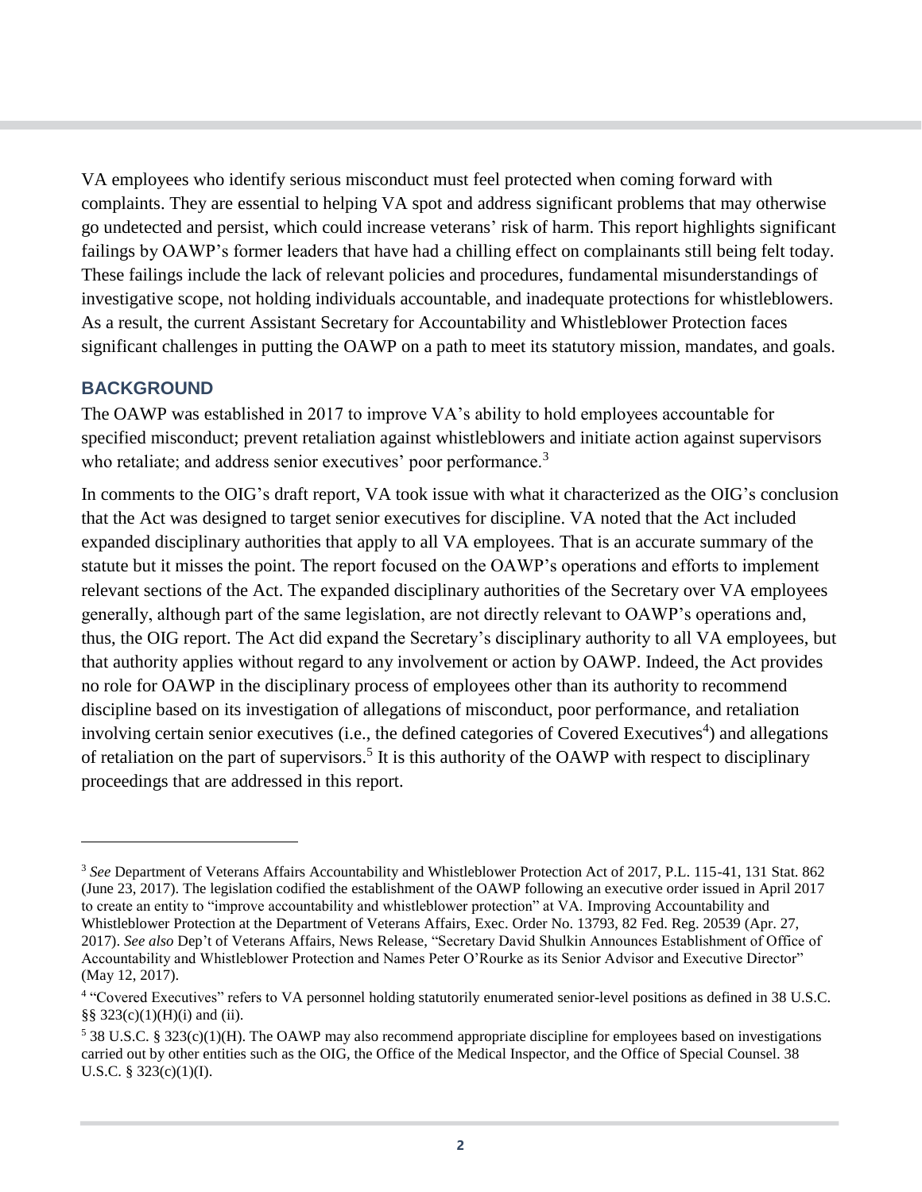VA employees who identify serious misconduct must feel protected when coming forward with complaints. They are essential to helping VA spot and address significant problems that may otherwise go undetected and persist, which could increase veterans' risk of harm. This report highlights significant failings by OAWP's former leaders that have had a chilling effect on complainants still being felt today. These failings include the lack of relevant policies and procedures, fundamental misunderstandings of investigative scope, not holding individuals accountable, and inadequate protections for whistleblowers. As a result, the current Assistant Secretary for Accountability and Whistleblower Protection faces significant challenges in putting the OAWP on a path to meet its statutory mission, mandates, and goals.

## BACKGROUND

The OAWP was established in 2017 to improve VA's ability to hold employees accountable for specified misconduct; prevent retaliation against whistleblowers and initiate action against supervisors who retaliate; and address senior executives' poor performance.[3]

In comments to the OIG's draft report, VA took issue with what it characterized as the OIG's conclusion that the Act was designed to target senior executives for discipline. VA noted that the Act included expanded disciplinary authorities that apply to all VA employees. That is an accurate summary of the statute but it misses the point. The report focused on the OAWP's operations and efforts to implement relevant sections of the Act. The expanded disciplinary authorities of the Secretary over VA employees generally, although part of the same legislation, are not directly relevant to OAWP's operations and, thus, the OIG report. The Act did expand the Secretary's disciplinary authority to all VA employees, but that authority applies without regard to any involvement or action by OAWP. Indeed, the Act provides no role for OAWP in the disciplinary process of employees other than its authority to recommend discipline based on its investigation of allegations of misconduct, poor performance, and retaliation involving certain senior executives (i.e., the defined categories of Covered Executives[4]) and allegations of retaliation on the part of supervisors.[5] It is this authority of the OAWP with respect to disciplinary proceedings that are addressed in this report.

---

[3] *See* Department of Veterans Affairs Accountability and Whistleblower Protection Act of 2017, P.L. 115-41, 131 Stat. 862 (June 23, 2017). The legislation codified the establishment of the OAWP following an executive order issued in April 2017 to create an entity to "improve accountability and whistleblower protection" at VA. Improving Accountability and Whistleblower Protection at the Department of Veterans Affairs, Exec. Order No. 13793, 82 Fed. Reg. 20539 (Apr. 27, 2017). *See also* Dep't of Veterans Affairs, News Release, "Secretary David Shulkin Announces Establishment of Office of Accountability and Whistleblower Protection and Names Peter O'Rourke as its Senior Advisor and Executive Director" (May 12, 2017).

[4] "Covered Executives" refers to VA personnel holding statutorily enumerated senior-level positions as defined in 38 U.S.C. §§ 323(c)(1)(H)(i) and (ii).

[5] 38 U.S.C. § 323(c)(1)(H). The OAWP may also recommend appropriate discipline for employees based on investigations carried out by other entities such as the OIG, the Office of the Medical Inspector, and the Office of Special Counsel. 38 U.S.C. § 323(c)(1)(I).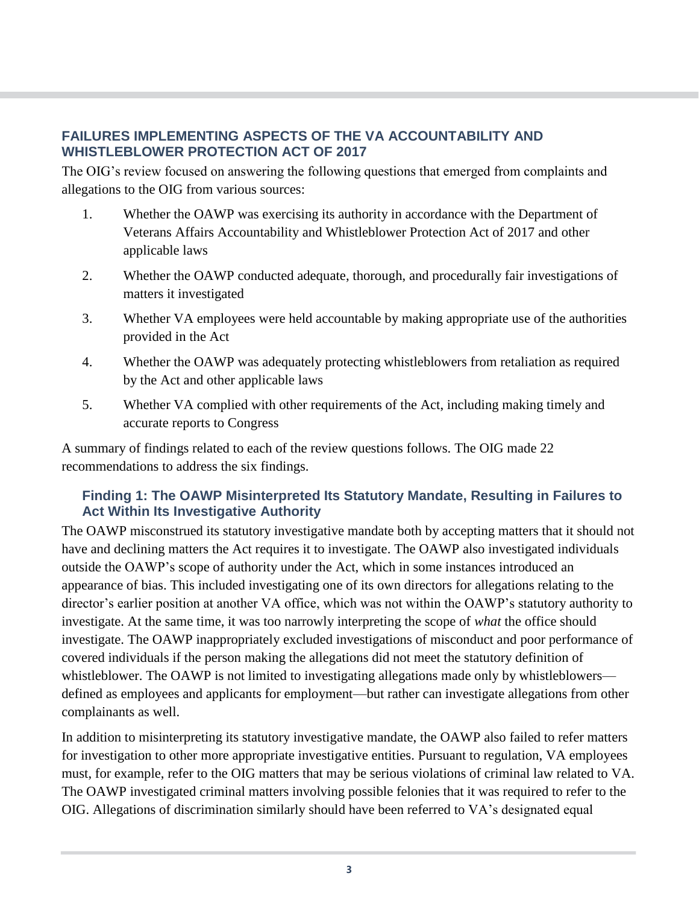## FAILURES IMPLEMENTING ASPECTS OF THE VA ACCOUNTABILITY AND WHISTLEBLOWER PROTECTION ACT OF 2017

The OIG's review focused on answering the following questions that emerged from complaints and allegations to the OIG from various sources:

1. Whether the OAWP was exercising its authority in accordance with the Department of Veterans Affairs Accountability and Whistleblower Protection Act of 2017 and other applicable laws
2. Whether the OAWP conducted adequate, thorough, and procedurally fair investigations of matters it investigated
3. Whether VA employees were held accountable by making appropriate use of the authorities provided in the Act
4. Whether the OAWP was adequately protecting whistleblowers from retaliation as required by the Act and other applicable laws
5. Whether VA complied with other requirements of the Act, including making timely and accurate reports to Congress

A summary of findings related to each of the review questions follows. The OIG made 22 recommendations to address the six findings.

### Finding 1: The OAWP Misinterpreted Its Statutory Mandate, Resulting in Failures to Act Within Its Investigative Authority

The OAWP misconstrued its statutory investigative mandate both by accepting matters that it should not have and declining matters the Act requires it to investigate. The OAWP also investigated individuals outside the OAWP's scope of authority under the Act, which in some instances introduced an appearance of bias. This included investigating one of its own directors for allegations relating to the director's earlier position at another VA office, which was not within the OAWP's statutory authority to investigate. At the same time, it was too narrowly interpreting the scope of *what* the office should investigate. The OAWP inappropriately excluded investigations of misconduct and poor performance of covered individuals if the person making the allegations did not meet the statutory definition of whistleblower. The OAWP is not limited to investigating allegations made only by whistleblowers—defined as employees and applicants for employment—but rather can investigate allegations from other complainants as well.

In addition to misinterpreting its statutory investigative mandate, the OAWP also failed to refer matters for investigation to other more appropriate investigative entities. Pursuant to regulation, VA employees must, for example, refer to the OIG matters that may be serious violations of criminal law related to VA. The OAWP investigated criminal matters involving possible felonies that it was required to refer to the OIG. Allegations of discrimination similarly should have been referred to VA's designated equal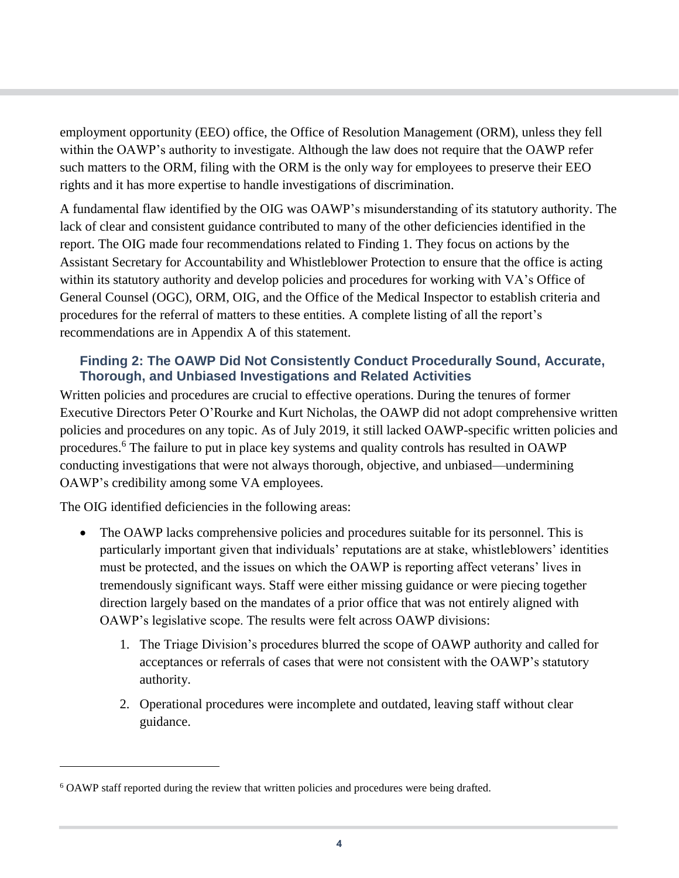employment opportunity (EEO) office, the Office of Resolution Management (ORM), unless they fell within the OAWP's authority to investigate. Although the law does not require that the OAWP refer such matters to the ORM, filing with the ORM is the only way for employees to preserve their EEO rights and it has more expertise to handle investigations of discrimination.

A fundamental flaw identified by the OIG was OAWP's misunderstanding of its statutory authority. The lack of clear and consistent guidance contributed to many of the other deficiencies identified in the report. The OIG made four recommendations related to Finding 1. They focus on actions by the Assistant Secretary for Accountability and Whistleblower Protection to ensure that the office is acting within its statutory authority and develop policies and procedures for working with VA's Office of General Counsel (OGC), ORM, OIG, and the Office of the Medical Inspector to establish criteria and procedures for the referral of matters to these entities. A complete listing of all the report's recommendations are in Appendix A of this statement.

### Finding 2: The OAWP Did Not Consistently Conduct Procedurally Sound, Accurate, Thorough, and Unbiased Investigations and Related Activities

Written policies and procedures are crucial to effective operations. During the tenures of former Executive Directors Peter O'Rourke and Kurt Nicholas, the OAWP did not adopt comprehensive written policies and procedures on any topic. As of July 2019, it still lacked OAWP-specific written policies and procedures.[6] The failure to put in place key systems and quality controls has resulted in OAWP conducting investigations that were not always thorough, objective, and unbiased—undermining OAWP's credibility among some VA employees.

The OIG identified deficiencies in the following areas:

- The OAWP lacks comprehensive policies and procedures suitable for its personnel. This is particularly important given that individuals' reputations are at stake, whistleblowers' identities must be protected, and the issues on which the OAWP is reporting affect veterans' lives in tremendously significant ways. Staff were either missing guidance or were piecing together direction largely based on the mandates of a prior office that was not entirely aligned with OAWP's legislative scope. The results were felt across OAWP divisions:
    1. The Triage Division's procedures blurred the scope of OAWP authority and called for acceptances or referrals of cases that were not consistent with the OAWP's statutory authority.
    2. Operational procedures were incomplete and outdated, leaving staff without clear guidance.

[6] OAWP staff reported during the review that written policies and procedures were being drafted.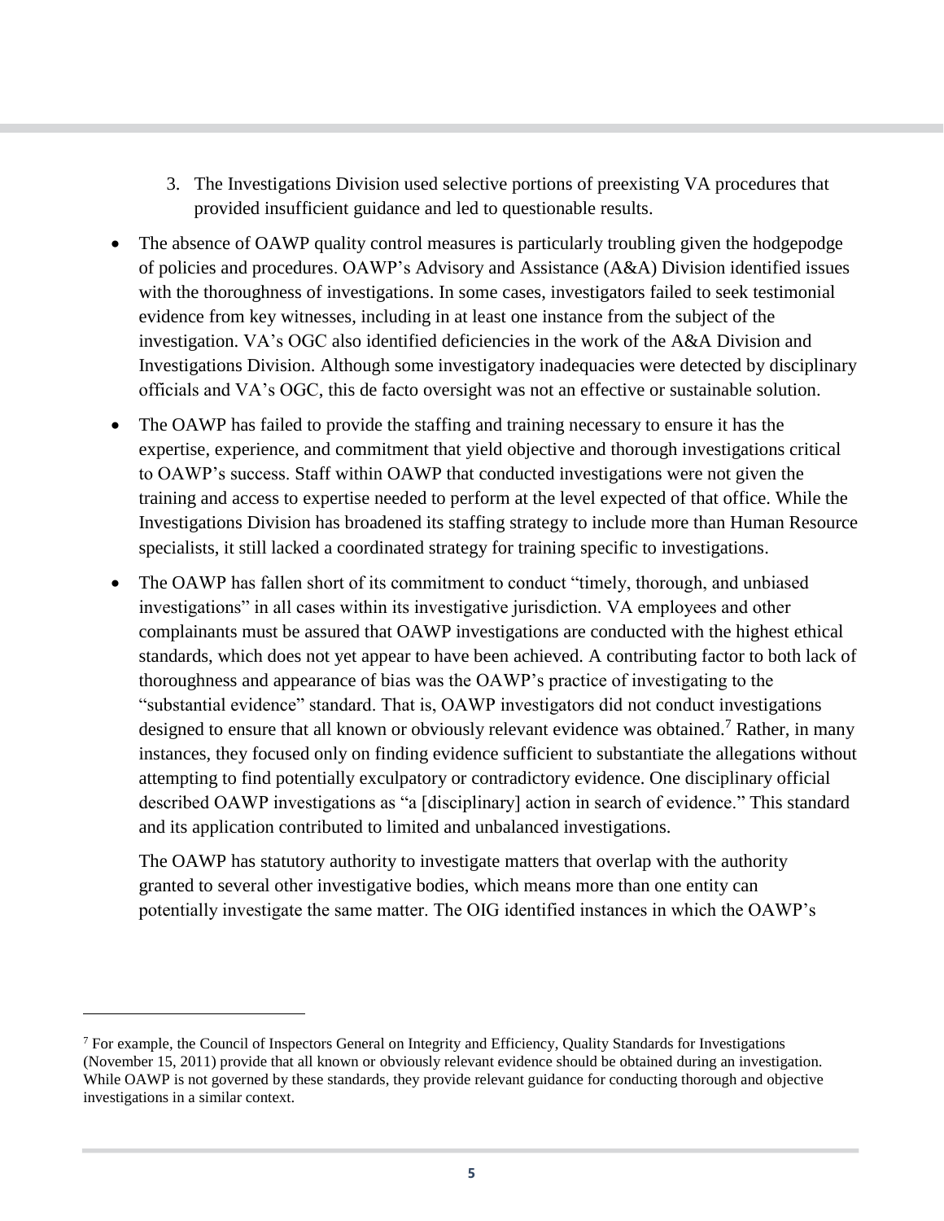3. The Investigations Division used selective portions of preexisting VA procedures that provided insufficient guidance and led to questionable results.

- The absence of OAWP quality control measures is particularly troubling given the hodgepodge of policies and procedures. OAWP's Advisory and Assistance (A&A) Division identified issues with the thoroughness of investigations. In some cases, investigators failed to seek testimonial evidence from key witnesses, including in at least one instance from the subject of the investigation. VA's OGC also identified deficiencies in the work of the A&A Division and Investigations Division. Although some investigatory inadequacies were detected by disciplinary officials and VA's OGC, this de facto oversight was not an effective or sustainable solution.
- The OAWP has failed to provide the staffing and training necessary to ensure it has the expertise, experience, and commitment that yield objective and thorough investigations critical to OAWP's success. Staff within OAWP that conducted investigations were not given the training and access to expertise needed to perform at the level expected of that office. While the Investigations Division has broadened its staffing strategy to include more than Human Resource specialists, it still lacked a coordinated strategy for training specific to investigations.
- The OAWP has fallen short of its commitment to conduct "timely, thorough, and unbiased investigations" in all cases within its investigative jurisdiction. VA employees and other complainants must be assured that OAWP investigations are conducted with the highest ethical standards, which does not yet appear to have been achieved. A contributing factor to both lack of thoroughness and appearance of bias was the OAWP's practice of investigating to the "substantial evidence" standard. That is, OAWP investigators did not conduct investigations designed to ensure that all known or obviously relevant evidence was obtained.[7] Rather, in many instances, they focused only on finding evidence sufficient to substantiate the allegations without attempting to find potentially exculpatory or contradictory evidence. One disciplinary official described OAWP investigations as "a [disciplinary] action in search of evidence." This standard and its application contributed to limited and unbalanced investigations.

  The OAWP has statutory authority to investigate matters that overlap with the authority granted to several other investigative bodies, which means more than one entity can potentially investigate the same matter. The OIG identified instances in which the OAWP's

[7] For example, the Council of Inspectors General on Integrity and Efficiency, Quality Standards for Investigations (November 15, 2011) provide that all known or obviously relevant evidence should be obtained during an investigation. While OAWP is not governed by these standards, they provide relevant guidance for conducting thorough and objective investigations in a similar context.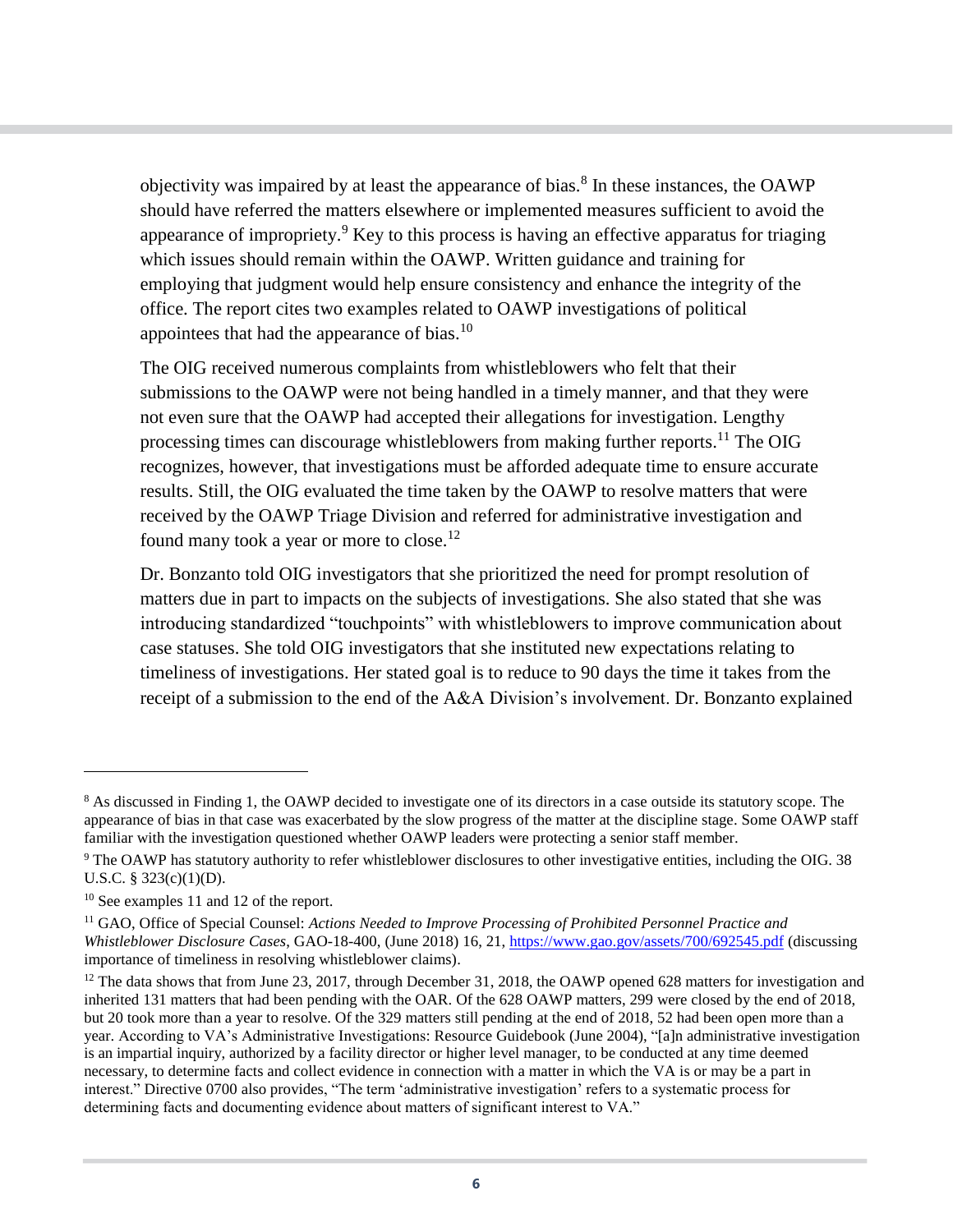objectivity was impaired by at least the appearance of bias.[8] In these instances, the OAWP should have referred the matters elsewhere or implemented measures sufficient to avoid the appearance of impropriety.[9] Key to this process is having an effective apparatus for triaging which issues should remain within the OAWP. Written guidance and training for employing that judgment would help ensure consistency and enhance the integrity of the office. The report cites two examples related to OAWP investigations of political appointees that had the appearance of bias.[10]

The OIG received numerous complaints from whistleblowers who felt that their submissions to the OAWP were not being handled in a timely manner, and that they were not even sure that the OAWP had accepted their allegations for investigation. Lengthy processing times can discourage whistleblowers from making further reports.[11] The OIG recognizes, however, that investigations must be afforded adequate time to ensure accurate results. Still, the OIG evaluated the time taken by the OAWP to resolve matters that were received by the OAWP Triage Division and referred for administrative investigation and found many took a year or more to close.[12]

Dr. Bonzanto told OIG investigators that she prioritized the need for prompt resolution of matters due in part to impacts on the subjects of investigations. She also stated that she was introducing standardized "touchpoints" with whistleblowers to improve communication about case statuses. She told OIG investigators that she instituted new expectations relating to timeliness of investigations. Her stated goal is to reduce to 90 days the time it takes from the receipt of a submission to the end of the A&A Division's involvement. Dr. Bonzanto explained

---

[8] As discussed in Finding 1, the OAWP decided to investigate one of its directors in a case outside its statutory scope. The appearance of bias in that case was exacerbated by the slow progress of the matter at the discipline stage. Some OAWP staff familiar with the investigation questioned whether OAWP leaders were protecting a senior staff member.

[9] The OAWP has statutory authority to refer whistleblower disclosures to other investigative entities, including the OIG. 38 U.S.C. § 323(c)(1)(D).

[10] See examples 11 and 12 of the report.

[11] GAO, Office of Special Counsel: *Actions Needed to Improve Processing of Prohibited Personnel Practice and Whistleblower Disclosure Cases*, GAO-18-400, (June 2018) 16, 21, https://www.gao.gov/assets/700/692545.pdf (discussing importance of timeliness in resolving whistleblower claims).

[12] The data shows that from June 23, 2017, through December 31, 2018, the OAWP opened 628 matters for investigation and inherited 131 matters that had been pending with the OAR. Of the 628 OAWP matters, 299 were closed by the end of 2018, but 20 took more than a year to resolve. Of the 329 matters still pending at the end of 2018, 52 had been open more than a year. According to VA's Administrative Investigations: Resource Guidebook (June 2004), "[a]n administrative investigation is an impartial inquiry, authorized by a facility director or higher level manager, to be conducted at any time deemed necessary, to determine facts and collect evidence in connection with a matter in which the VA is or may be a part in interest." Directive 0700 also provides, "The term 'administrative investigation' refers to a systematic process for determining facts and documenting evidence about matters of significant interest to VA."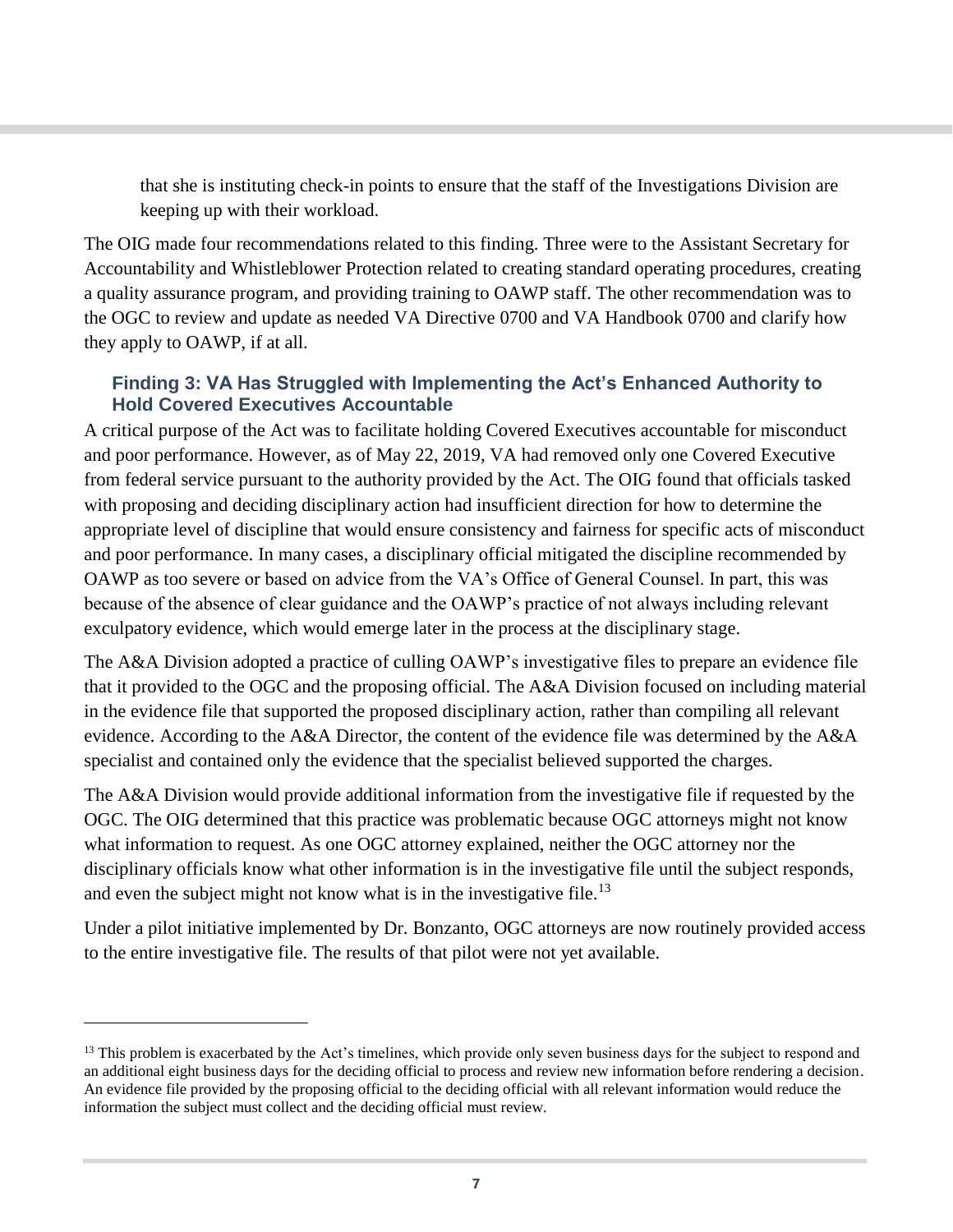that she is instituting check-in points to ensure that the staff of the Investigations Division are keeping up with their workload.

The OIG made four recommendations related to this finding. Three were to the Assistant Secretary for Accountability and Whistleblower Protection related to creating standard operating procedures, creating a quality assurance program, and providing training to OAWP staff. The other recommendation was to the OGC to review and update as needed VA Directive 0700 and VA Handbook 0700 and clarify how they apply to OAWP, if at all.

### Finding 3: VA Has Struggled with Implementing the Act's Enhanced Authority to Hold Covered Executives Accountable

A critical purpose of the Act was to facilitate holding Covered Executives accountable for misconduct and poor performance. However, as of May 22, 2019, VA had removed only one Covered Executive from federal service pursuant to the authority provided by the Act. The OIG found that officials tasked with proposing and deciding disciplinary action had insufficient direction for how to determine the appropriate level of discipline that would ensure consistency and fairness for specific acts of misconduct and poor performance. In many cases, a disciplinary official mitigated the discipline recommended by OAWP as too severe or based on advice from the VA's Office of General Counsel. In part, this was because of the absence of clear guidance and the OAWP's practice of not always including relevant exculpatory evidence, which would emerge later in the process at the disciplinary stage.

The A&A Division adopted a practice of culling OAWP's investigative files to prepare an evidence file that it provided to the OGC and the proposing official. The A&A Division focused on including material in the evidence file that supported the proposed disciplinary action, rather than compiling all relevant evidence. According to the A&A Director, the content of the evidence file was determined by the A&A specialist and contained only the evidence that the specialist believed supported the charges.

The A&A Division would provide additional information from the investigative file if requested by the OGC. The OIG determined that this practice was problematic because OGC attorneys might not know what information to request. As one OGC attorney explained, neither the OGC attorney nor the disciplinary officials know what other information is in the investigative file until the subject responds, and even the subject might not know what is in the investigative file.[13]

Under a pilot initiative implemented by Dr. Bonzanto, OGC attorneys are now routinely provided access to the entire investigative file. The results of that pilot were not yet available.

---

[13] This problem is exacerbated by the Act's timelines, which provide only seven business days for the subject to respond and an additional eight business days for the deciding official to process and review new information before rendering a decision. An evidence file provided by the proposing official to the deciding official with all relevant information would reduce the information the subject must collect and the deciding official must review.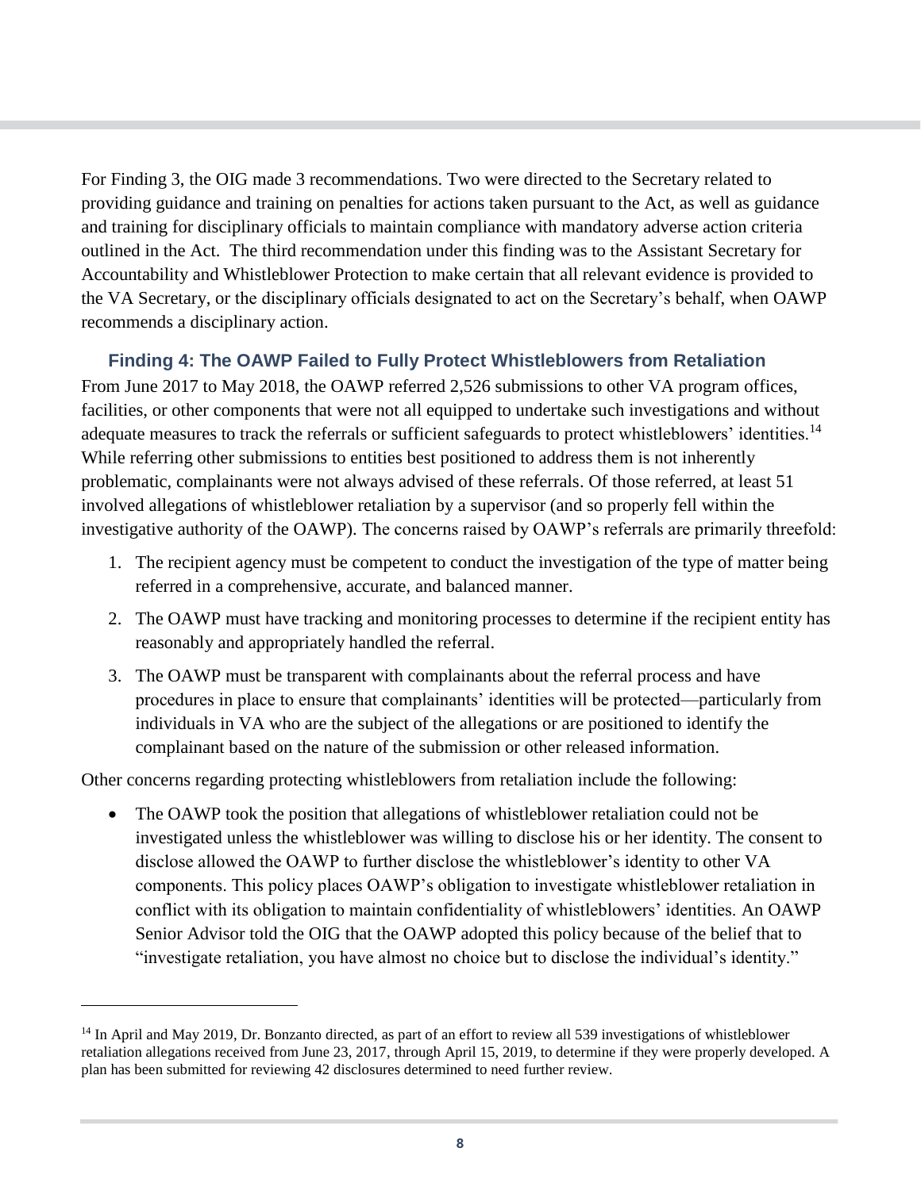For Finding 3, the OIG made 3 recommendations. Two were directed to the Secretary related to providing guidance and training on penalties for actions taken pursuant to the Act, as well as guidance and training for disciplinary officials to maintain compliance with mandatory adverse action criteria outlined in the Act. The third recommendation under this finding was to the Assistant Secretary for Accountability and Whistleblower Protection to make certain that all relevant evidence is provided to the VA Secretary, or the disciplinary officials designated to act on the Secretary's behalf, when OAWP recommends a disciplinary action.

### Finding 4: The OAWP Failed to Fully Protect Whistleblowers from Retaliation

From June 2017 to May 2018, the OAWP referred 2,526 submissions to other VA program offices, facilities, or other components that were not all equipped to undertake such investigations and without adequate measures to track the referrals or sufficient safeguards to protect whistleblowers' identities.[14] While referring other submissions to entities best positioned to address them is not inherently problematic, complainants were not always advised of these referrals. Of those referred, at least 51 involved allegations of whistleblower retaliation by a supervisor (and so properly fell within the investigative authority of the OAWP). The concerns raised by OAWP's referrals are primarily threefold:

1. The recipient agency must be competent to conduct the investigation of the type of matter being referred in a comprehensive, accurate, and balanced manner.
2. The OAWP must have tracking and monitoring processes to determine if the recipient entity has reasonably and appropriately handled the referral.
3. The OAWP must be transparent with complainants about the referral process and have procedures in place to ensure that complainants' identities will be protected—particularly from individuals in VA who are the subject of the allegations or are positioned to identify the complainant based on the nature of the submission or other released information.

Other concerns regarding protecting whistleblowers from retaliation include the following:

- The OAWP took the position that allegations of whistleblower retaliation could not be investigated unless the whistleblower was willing to disclose his or her identity. The consent to disclose allowed the OAWP to further disclose the whistleblower's identity to other VA components. This policy places OAWP's obligation to investigate whistleblower retaliation in conflict with its obligation to maintain confidentiality of whistleblowers' identities. An OAWP Senior Advisor told the OIG that the OAWP adopted this policy because of the belief that to "investigate retaliation, you have almost no choice but to disclose the individual's identity."

[14] In April and May 2019, Dr. Bonzanto directed, as part of an effort to review all 539 investigations of whistleblower retaliation allegations received from June 23, 2017, through April 15, 2019, to determine if they were properly developed. A plan has been submitted for reviewing 42 disclosures determined to need further review.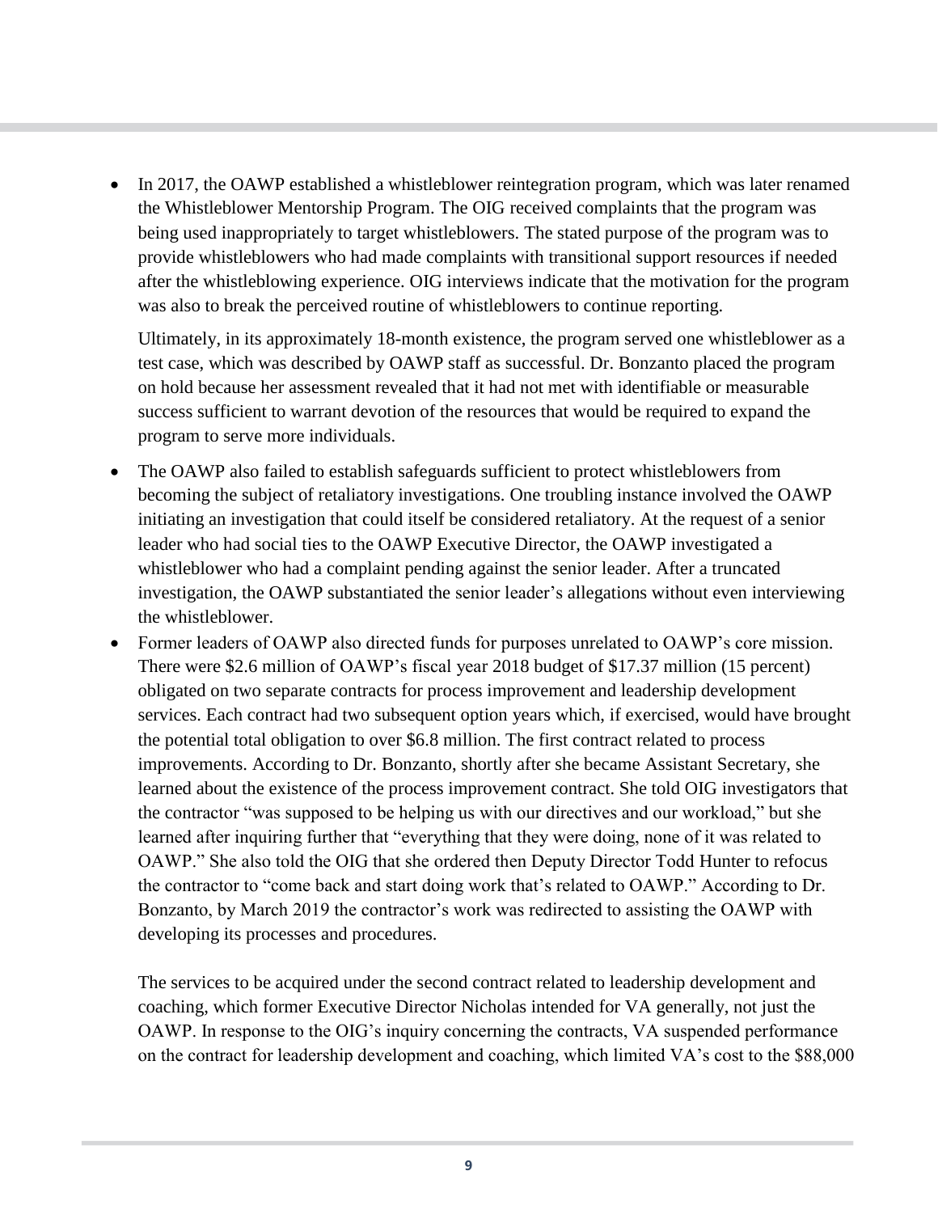- In 2017, the OAWP established a whistleblower reintegration program, which was later renamed the Whistleblower Mentorship Program. The OIG received complaints that the program was being used inappropriately to target whistleblowers. The stated purpose of the program was to provide whistleblowers who had made complaints with transitional support resources if needed after the whistleblowing experience. OIG interviews indicate that the motivation for the program was also to break the perceived routine of whistleblowers to continue reporting.

  Ultimately, in its approximately 18-month existence, the program served one whistleblower as a test case, which was described by OAWP staff as successful. Dr. Bonzanto placed the program on hold because her assessment revealed that it had not met with identifiable or measurable success sufficient to warrant devotion of the resources that would be required to expand the program to serve more individuals.

- The OAWP also failed to establish safeguards sufficient to protect whistleblowers from becoming the subject of retaliatory investigations. One troubling instance involved the OAWP initiating an investigation that could itself be considered retaliatory. At the request of a senior leader who had social ties to the OAWP Executive Director, the OAWP investigated a whistleblower who had a complaint pending against the senior leader. After a truncated investigation, the OAWP substantiated the senior leader's allegations without even interviewing the whistleblower.
- Former leaders of OAWP also directed funds for purposes unrelated to OAWP's core mission. There were $2.6 million of OAWP's fiscal year 2018 budget of $17.37 million (15 percent) obligated on two separate contracts for process improvement and leadership development services. Each contract had two subsequent option years which, if exercised, would have brought the potential total obligation to over $6.8 million. The first contract related to process improvements. According to Dr. Bonzanto, shortly after she became Assistant Secretary, she learned about the existence of the process improvement contract. She told OIG investigators that the contractor "was supposed to be helping us with our directives and our workload," but she learned after inquiring further that "everything that they were doing, none of it was related to OAWP." She also told the OIG that she ordered then Deputy Director Todd Hunter to refocus the contractor to "come back and start doing work that's related to OAWP." According to Dr. Bonzanto, by March 2019 the contractor's work was redirected to assisting the OAWP with developing its processes and procedures.

  The services to be acquired under the second contract related to leadership development and coaching, which former Executive Director Nicholas intended for VA generally, not just the OAWP. In response to the OIG's inquiry concerning the contracts, VA suspended performance on the contract for leadership development and coaching, which limited VA's cost to the $88,000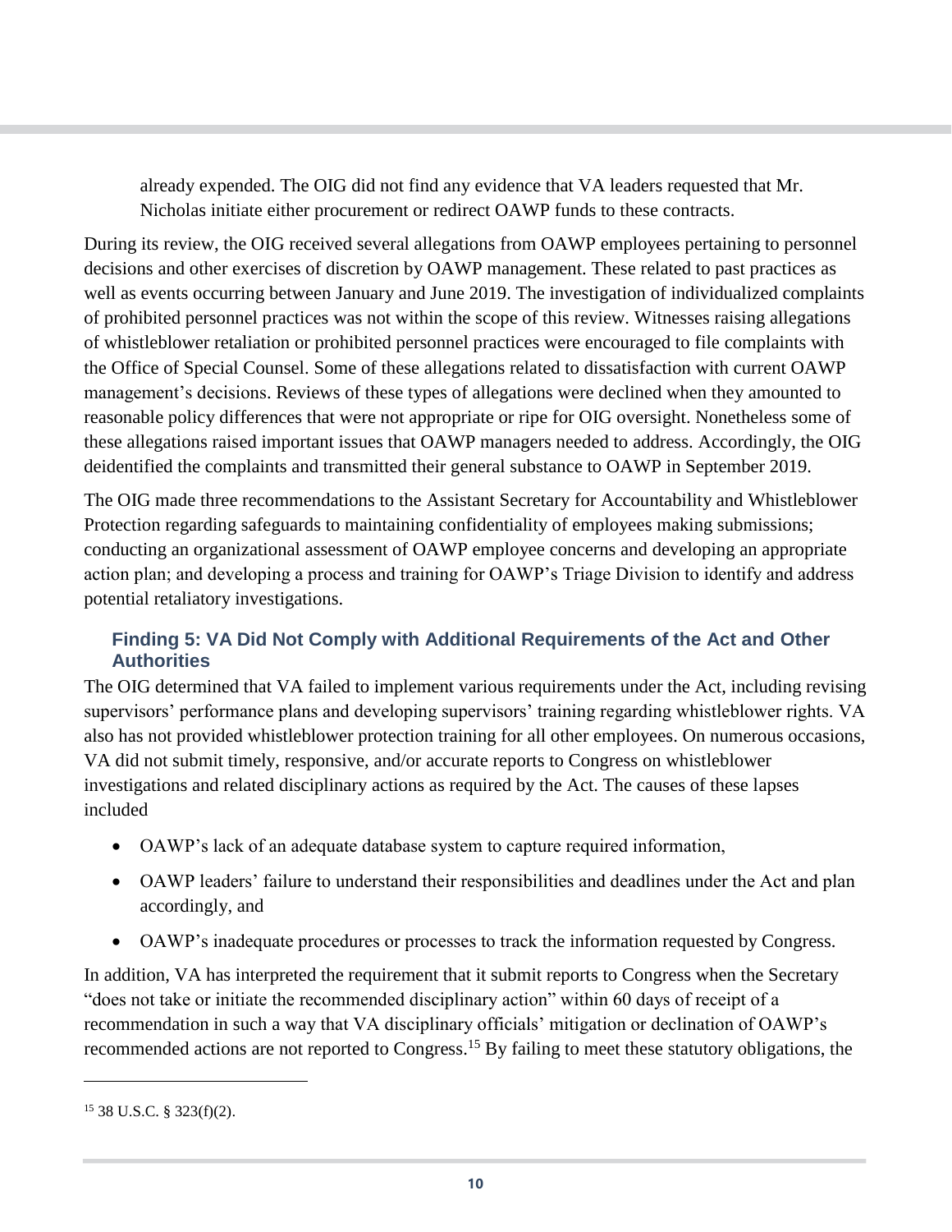already expended. The OIG did not find any evidence that VA leaders requested that Mr. Nicholas initiate either procurement or redirect OAWP funds to these contracts.

During its review, the OIG received several allegations from OAWP employees pertaining to personnel decisions and other exercises of discretion by OAWP management. These related to past practices as well as events occurring between January and June 2019. The investigation of individualized complaints of prohibited personnel practices was not within the scope of this review. Witnesses raising allegations of whistleblower retaliation or prohibited personnel practices were encouraged to file complaints with the Office of Special Counsel. Some of these allegations related to dissatisfaction with current OAWP management's decisions. Reviews of these types of allegations were declined when they amounted to reasonable policy differences that were not appropriate or ripe for OIG oversight. Nonetheless some of these allegations raised important issues that OAWP managers needed to address. Accordingly, the OIG deidentified the complaints and transmitted their general substance to OAWP in September 2019.

The OIG made three recommendations to the Assistant Secretary for Accountability and Whistleblower Protection regarding safeguards to maintaining confidentiality of employees making submissions; conducting an organizational assessment of OAWP employee concerns and developing an appropriate action plan; and developing a process and training for OAWP's Triage Division to identify and address potential retaliatory investigations.

### Finding 5: VA Did Not Comply with Additional Requirements of the Act and Other Authorities

The OIG determined that VA failed to implement various requirements under the Act, including revising supervisors' performance plans and developing supervisors' training regarding whistleblower rights. VA also has not provided whistleblower protection training for all other employees. On numerous occasions, VA did not submit timely, responsive, and/or accurate reports to Congress on whistleblower investigations and related disciplinary actions as required by the Act. The causes of these lapses included

- OAWP's lack of an adequate database system to capture required information,
- OAWP leaders' failure to understand their responsibilities and deadlines under the Act and plan accordingly, and
- OAWP's inadequate procedures or processes to track the information requested by Congress.

In addition, VA has interpreted the requirement that it submit reports to Congress when the Secretary "does not take or initiate the recommended disciplinary action" within 60 days of receipt of a recommendation in such a way that VA disciplinary officials' mitigation or declination of OAWP's recommended actions are not reported to Congress.[15] By failing to meet these statutory obligations, the

[15] 38 U.S.C. § 323(f)(2).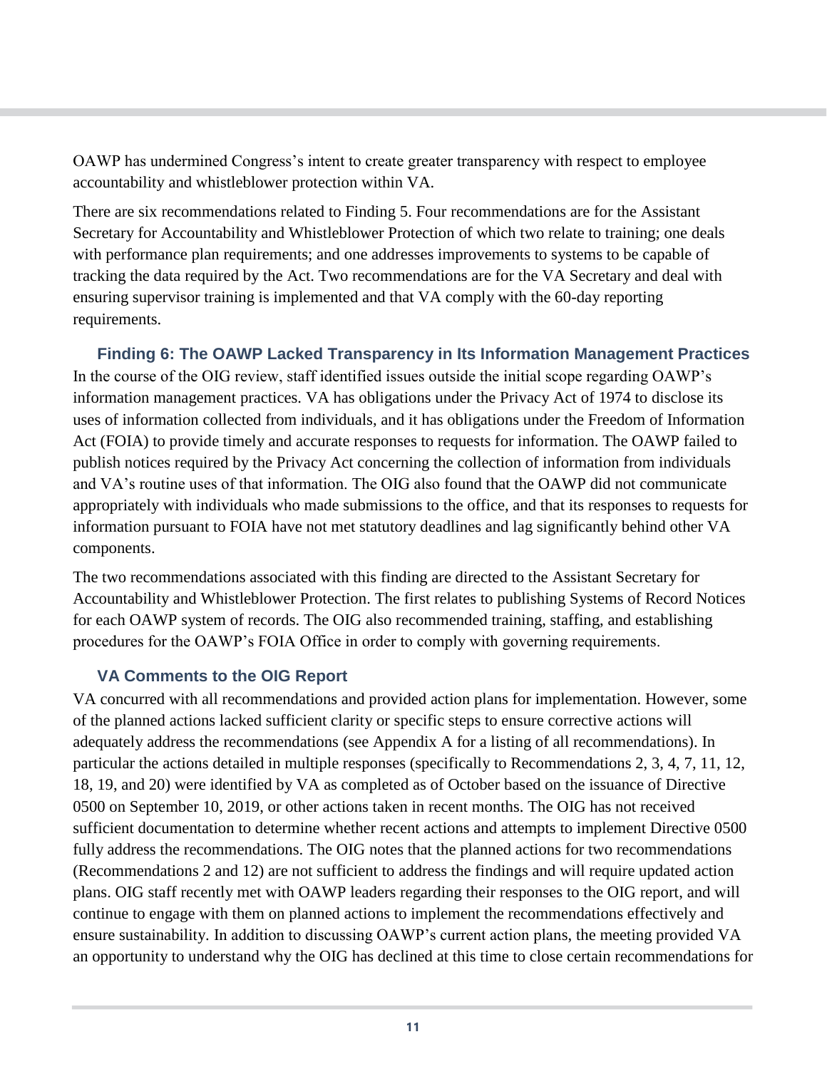OAWP has undermined Congress's intent to create greater transparency with respect to employee accountability and whistleblower protection within VA.

There are six recommendations related to Finding 5. Four recommendations are for the Assistant Secretary for Accountability and Whistleblower Protection of which two relate to training; one deals with performance plan requirements; and one addresses improvements to systems to be capable of tracking the data required by the Act. Two recommendations are for the VA Secretary and deal with ensuring supervisor training is implemented and that VA comply with the 60-day reporting requirements.

### Finding 6: The OAWP Lacked Transparency in Its Information Management Practices

In the course of the OIG review, staff identified issues outside the initial scope regarding OAWP's information management practices. VA has obligations under the Privacy Act of 1974 to disclose its uses of information collected from individuals, and it has obligations under the Freedom of Information Act (FOIA) to provide timely and accurate responses to requests for information. The OAWP failed to publish notices required by the Privacy Act concerning the collection of information from individuals and VA's routine uses of that information. The OIG also found that the OAWP did not communicate appropriately with individuals who made submissions to the office, and that its responses to requests for information pursuant to FOIA have not met statutory deadlines and lag significantly behind other VA components.

The two recommendations associated with this finding are directed to the Assistant Secretary for Accountability and Whistleblower Protection. The first relates to publishing Systems of Record Notices for each OAWP system of records. The OIG also recommended training, staffing, and establishing procedures for the OAWP's FOIA Office in order to comply with governing requirements.

### VA Comments to the OIG Report

VA concurred with all recommendations and provided action plans for implementation. However, some of the planned actions lacked sufficient clarity or specific steps to ensure corrective actions will adequately address the recommendations (see Appendix A for a listing of all recommendations). In particular the actions detailed in multiple responses (specifically to Recommendations 2, 3, 4, 7, 11, 12, 18, 19, and 20) were identified by VA as completed as of October based on the issuance of Directive 0500 on September 10, 2019, or other actions taken in recent months. The OIG has not received sufficient documentation to determine whether recent actions and attempts to implement Directive 0500 fully address the recommendations. The OIG notes that the planned actions for two recommendations (Recommendations 2 and 12) are not sufficient to address the findings and will require updated action plans. OIG staff recently met with OAWP leaders regarding their responses to the OIG report, and will continue to engage with them on planned actions to implement the recommendations effectively and ensure sustainability. In addition to discussing OAWP's current action plans, the meeting provided VA an opportunity to understand why the OIG has declined at this time to close certain recommendations for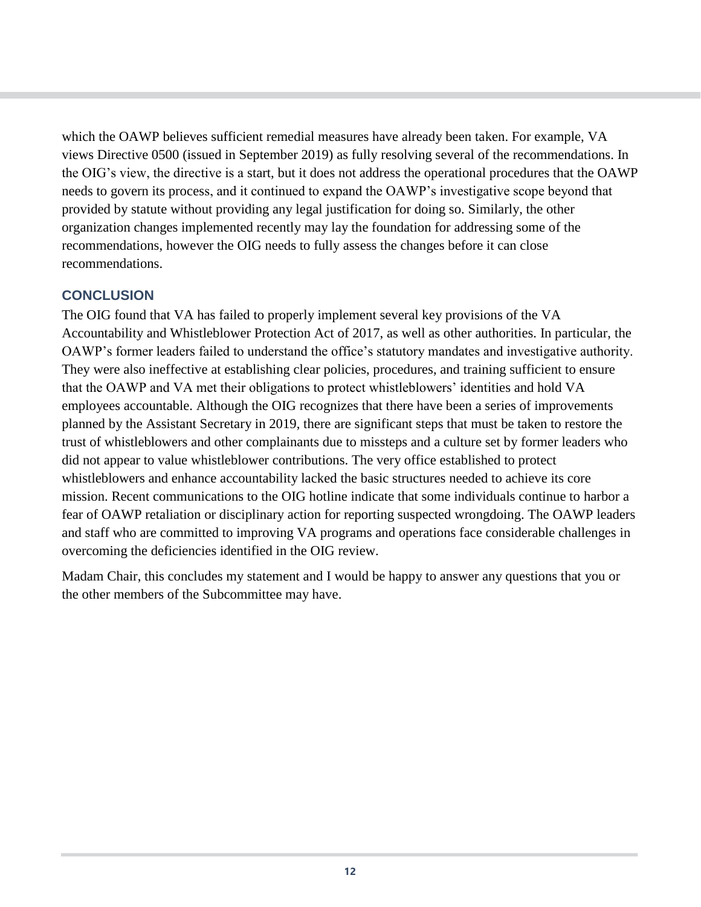which the OAWP believes sufficient remedial measures have already been taken. For example, VA views Directive 0500 (issued in September 2019) as fully resolving several of the recommendations. In the OIG's view, the directive is a start, but it does not address the operational procedures that the OAWP needs to govern its process, and it continued to expand the OAWP's investigative scope beyond that provided by statute without providing any legal justification for doing so. Similarly, the other organization changes implemented recently may lay the foundation for addressing some of the recommendations, however the OIG needs to fully assess the changes before it can close recommendations.

## CONCLUSION

The OIG found that VA has failed to properly implement several key provisions of the VA Accountability and Whistleblower Protection Act of 2017, as well as other authorities. In particular, the OAWP's former leaders failed to understand the office's statutory mandates and investigative authority. They were also ineffective at establishing clear policies, procedures, and training sufficient to ensure that the OAWP and VA met their obligations to protect whistleblowers' identities and hold VA employees accountable. Although the OIG recognizes that there have been a series of improvements planned by the Assistant Secretary in 2019, there are significant steps that must be taken to restore the trust of whistleblowers and other complainants due to missteps and a culture set by former leaders who did not appear to value whistleblower contributions. The very office established to protect whistleblowers and enhance accountability lacked the basic structures needed to achieve its core mission. Recent communications to the OIG hotline indicate that some individuals continue to harbor a fear of OAWP retaliation or disciplinary action for reporting suspected wrongdoing. The OAWP leaders and staff who are committed to improving VA programs and operations face considerable challenges in overcoming the deficiencies identified in the OIG review.

Madam Chair, this concludes my statement and I would be happy to answer any questions that you or the other members of the Subcommittee may have.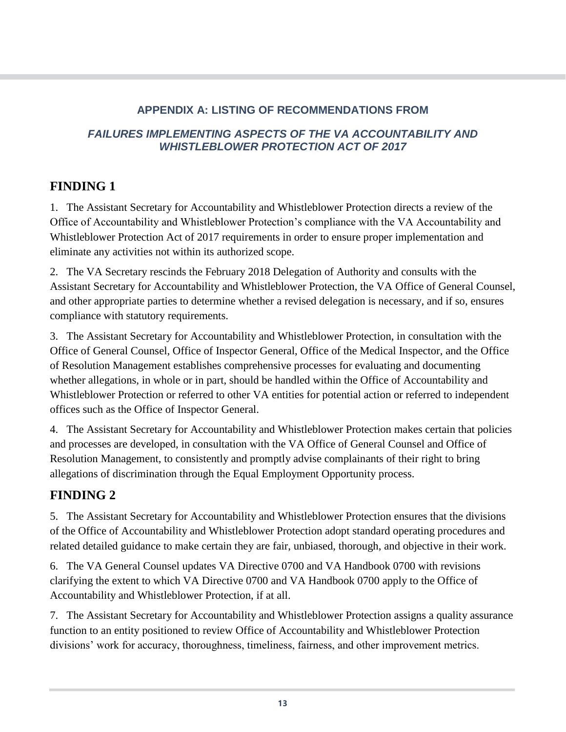## APPENDIX A: LISTING OF RECOMMENDATIONS FROM

### *FAILURES IMPLEMENTING ASPECTS OF THE VA ACCOUNTABILITY AND WHISTLEBLOWER PROTECTION ACT OF 2017*

## FINDING 1

1. The Assistant Secretary for Accountability and Whistleblower Protection directs a review of the Office of Accountability and Whistleblower Protection's compliance with the VA Accountability and Whistleblower Protection Act of 2017 requirements in order to ensure proper implementation and eliminate any activities not within its authorized scope.

2. The VA Secretary rescinds the February 2018 Delegation of Authority and consults with the Assistant Secretary for Accountability and Whistleblower Protection, the VA Office of General Counsel, and other appropriate parties to determine whether a revised delegation is necessary, and if so, ensures compliance with statutory requirements.

3. The Assistant Secretary for Accountability and Whistleblower Protection, in consultation with the Office of General Counsel, Office of Inspector General, Office of the Medical Inspector, and the Office of Resolution Management establishes comprehensive processes for evaluating and documenting whether allegations, in whole or in part, should be handled within the Office of Accountability and Whistleblower Protection or referred to other VA entities for potential action or referred to independent offices such as the Office of Inspector General.

4. The Assistant Secretary for Accountability and Whistleblower Protection makes certain that policies and processes are developed, in consultation with the VA Office of General Counsel and Office of Resolution Management, to consistently and promptly advise complainants of their right to bring allegations of discrimination through the Equal Employment Opportunity process.

## FINDING 2

5. The Assistant Secretary for Accountability and Whistleblower Protection ensures that the divisions of the Office of Accountability and Whistleblower Protection adopt standard operating procedures and related detailed guidance to make certain they are fair, unbiased, thorough, and objective in their work.

6. The VA General Counsel updates VA Directive 0700 and VA Handbook 0700 with revisions clarifying the extent to which VA Directive 0700 and VA Handbook 0700 apply to the Office of Accountability and Whistleblower Protection, if at all.

7. The Assistant Secretary for Accountability and Whistleblower Protection assigns a quality assurance function to an entity positioned to review Office of Accountability and Whistleblower Protection divisions' work for accuracy, thoroughness, timeliness, fairness, and other improvement metrics.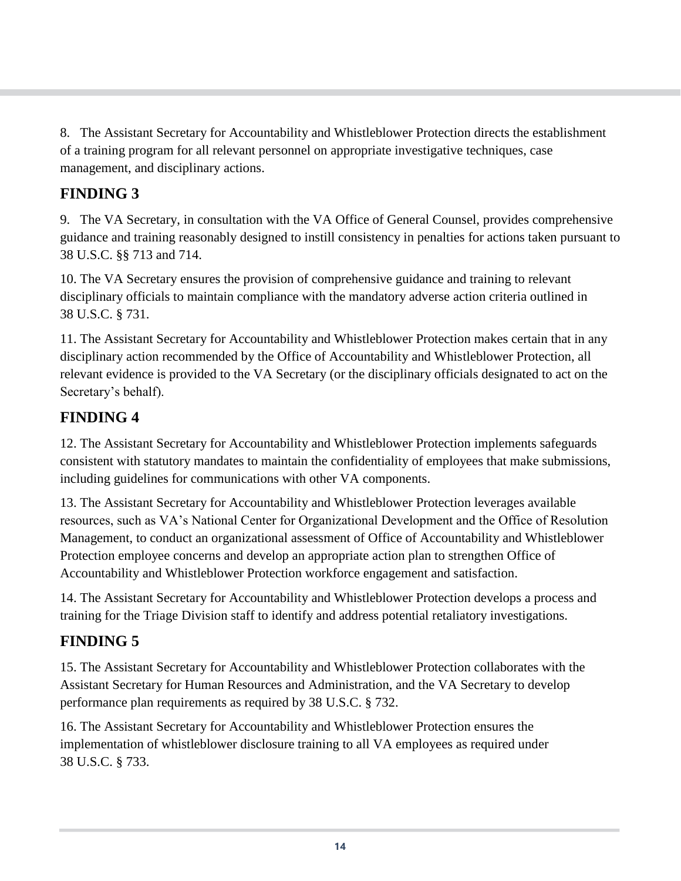8. The Assistant Secretary for Accountability and Whistleblower Protection directs the establishment of a training program for all relevant personnel on appropriate investigative techniques, case management, and disciplinary actions.

## FINDING 3

9. The VA Secretary, in consultation with the VA Office of General Counsel, provides comprehensive guidance and training reasonably designed to instill consistency in penalties for actions taken pursuant to 38 U.S.C. §§ 713 and 714.

10. The VA Secretary ensures the provision of comprehensive guidance and training to relevant disciplinary officials to maintain compliance with the mandatory adverse action criteria outlined in 38 U.S.C. § 731.

11. The Assistant Secretary for Accountability and Whistleblower Protection makes certain that in any disciplinary action recommended by the Office of Accountability and Whistleblower Protection, all relevant evidence is provided to the VA Secretary (or the disciplinary officials designated to act on the Secretary's behalf).

## FINDING 4

12. The Assistant Secretary for Accountability and Whistleblower Protection implements safeguards consistent with statutory mandates to maintain the confidentiality of employees that make submissions, including guidelines for communications with other VA components.

13. The Assistant Secretary for Accountability and Whistleblower Protection leverages available resources, such as VA's National Center for Organizational Development and the Office of Resolution Management, to conduct an organizational assessment of Office of Accountability and Whistleblower Protection employee concerns and develop an appropriate action plan to strengthen Office of Accountability and Whistleblower Protection workforce engagement and satisfaction.

14. The Assistant Secretary for Accountability and Whistleblower Protection develops a process and training for the Triage Division staff to identify and address potential retaliatory investigations.

## FINDING 5

15. The Assistant Secretary for Accountability and Whistleblower Protection collaborates with the Assistant Secretary for Human Resources and Administration, and the VA Secretary to develop performance plan requirements as required by 38 U.S.C. § 732.

16. The Assistant Secretary for Accountability and Whistleblower Protection ensures the implementation of whistleblower disclosure training to all VA employees as required under 38 U.S.C. § 733.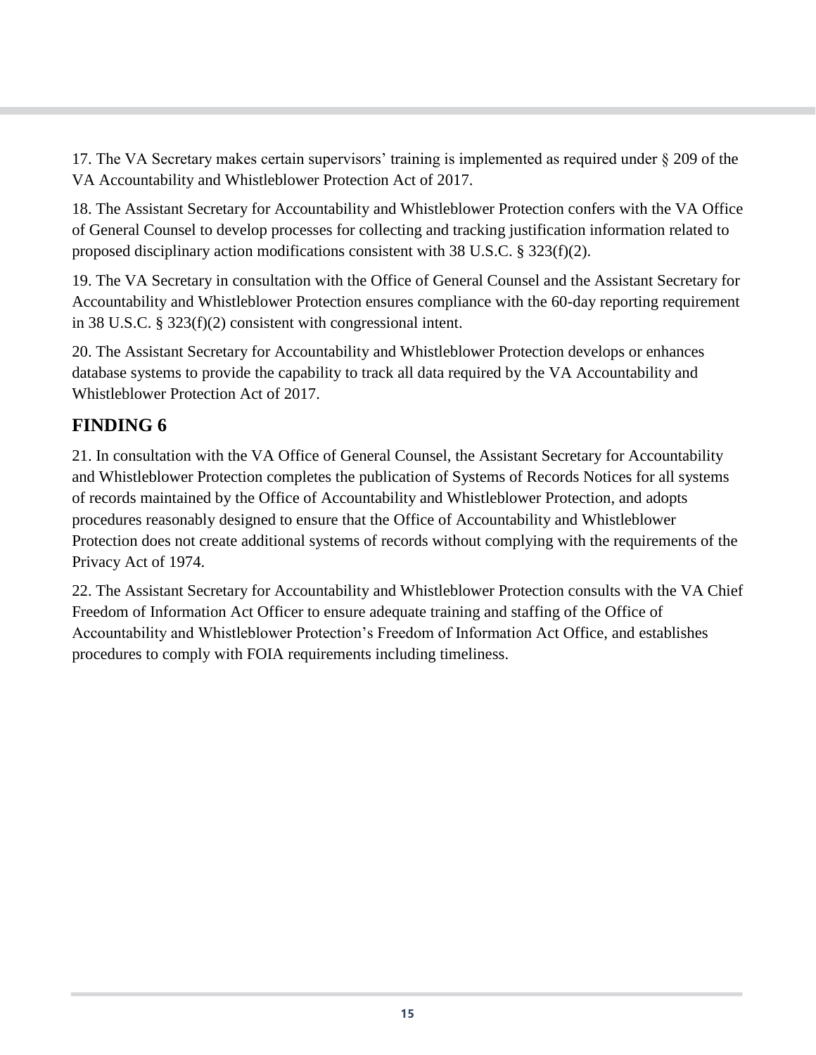17. The VA Secretary makes certain supervisors' training is implemented as required under § 209 of the VA Accountability and Whistleblower Protection Act of 2017.

18. The Assistant Secretary for Accountability and Whistleblower Protection confers with the VA Office of General Counsel to develop processes for collecting and tracking justification information related to proposed disciplinary action modifications consistent with 38 U.S.C. § 323(f)(2).

19. The VA Secretary in consultation with the Office of General Counsel and the Assistant Secretary for Accountability and Whistleblower Protection ensures compliance with the 60-day reporting requirement in 38 U.S.C. § 323(f)(2) consistent with congressional intent.

20. The Assistant Secretary for Accountability and Whistleblower Protection develops or enhances database systems to provide the capability to track all data required by the VA Accountability and Whistleblower Protection Act of 2017.

## FINDING 6

21. In consultation with the VA Office of General Counsel, the Assistant Secretary for Accountability and Whistleblower Protection completes the publication of Systems of Records Notices for all systems of records maintained by the Office of Accountability and Whistleblower Protection, and adopts procedures reasonably designed to ensure that the Office of Accountability and Whistleblower Protection does not create additional systems of records without complying with the requirements of the Privacy Act of 1974.

22. The Assistant Secretary for Accountability and Whistleblower Protection consults with the VA Chief Freedom of Information Act Officer to ensure adequate training and staffing of the Office of Accountability and Whistleblower Protection's Freedom of Information Act Office, and establishes procedures to comply with FOIA requirements including timeliness.